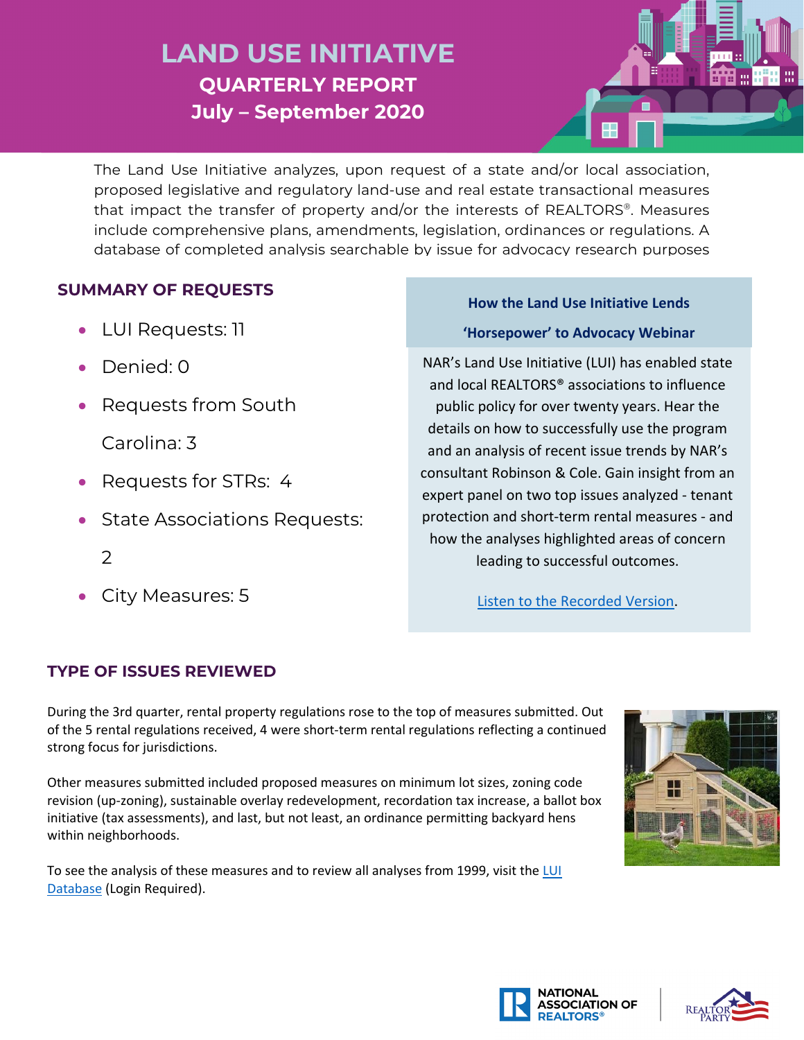# LAND USE INITIATIVE

## QUARTERLY REPORT

## July – September 2020

The Land Use Initiative analyzes, upon request of a state and/or local association, proposed legislative and regulatory land-use and real estate transactional measures that impact the transfer of property and/or the interests of REALTORS®. Measures include comprehensive plans, amendments, legislation, ordinances or regulations. A database of completed analysis searchable by issue for advocacy research purposes

## SUMMARY OF REQUESTS

- LUI Requests: 11
- Denied: 0
- Requests from South Carolina: 3
- Requests for STRs: 4
- State Associations Requests: 2
- City Measures: 5

### How the Land Use Initiative Lends 'Horsepower' to Advocacy Webinar

NAR's Land Use Initiative (LUI) has enabled state and local REALTORS® associations to influence public policy for over twenty years. Hear the details on how to successfully use the program and an analysis of recent issue trends by NAR's consultant Robinson & Cole. Gain insight from an expert panel on two top issues analyzed - tenant protection and short-term rental measures - and how the analyses highlighted areas of concern leading to successful outcomes.

Listen to the Recorded Version.

## TYPE OF ISSUES REVIEWED

During the 3rd quarter, rental property regulations rose to the top of measures submitted. Out of the 5 rental regulations received, 4 were short-term rental regulations reflecting a continued strong focus for jurisdictions.

Other measures submitted included proposed measures on minimum lot sizes, zoning code revision (up-zoning), sustainable overlay redevelopment, recordation tax increase, a ballot box initiative (tax assessments), and last, but not least, an ordinance permitting backyard hens within neighborhoods.

To see the analysis of these measures and to review all analyses from 1999, visit the LUI Database (Login Required).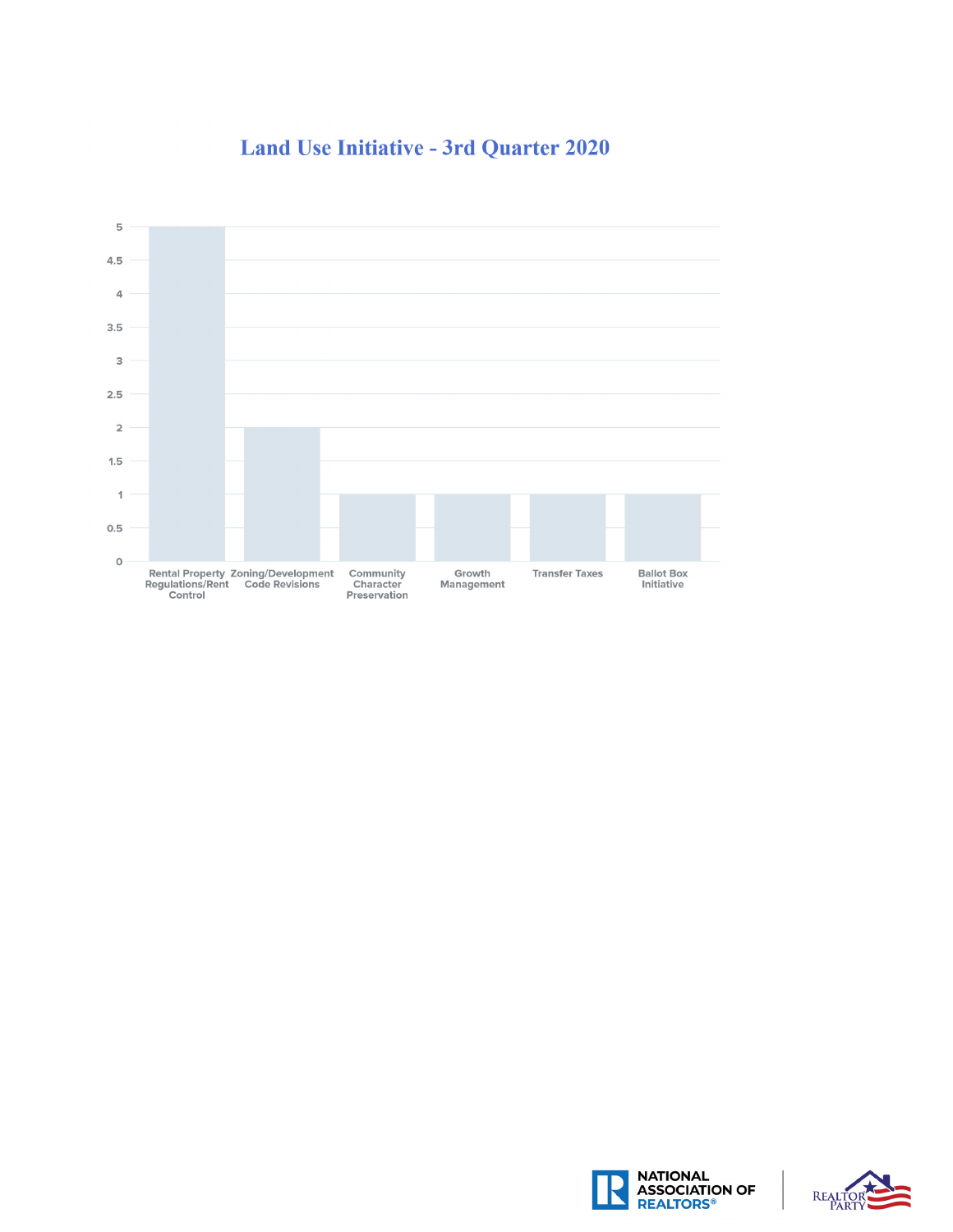## Land Use Initiative - 3rd Quarter 2020

5
4.5
4
3.5
3
2.5
2
1.5
1
0.5
0

Rental Property Regulations/Rent Control
Zoning/Development Code Revisions
Community Character Preservation
Growth Management
Transfer Taxes
Ballot Box Initiative

NATIONAL ASSOCIATION OF REALTORS®

REALTOR PARTY